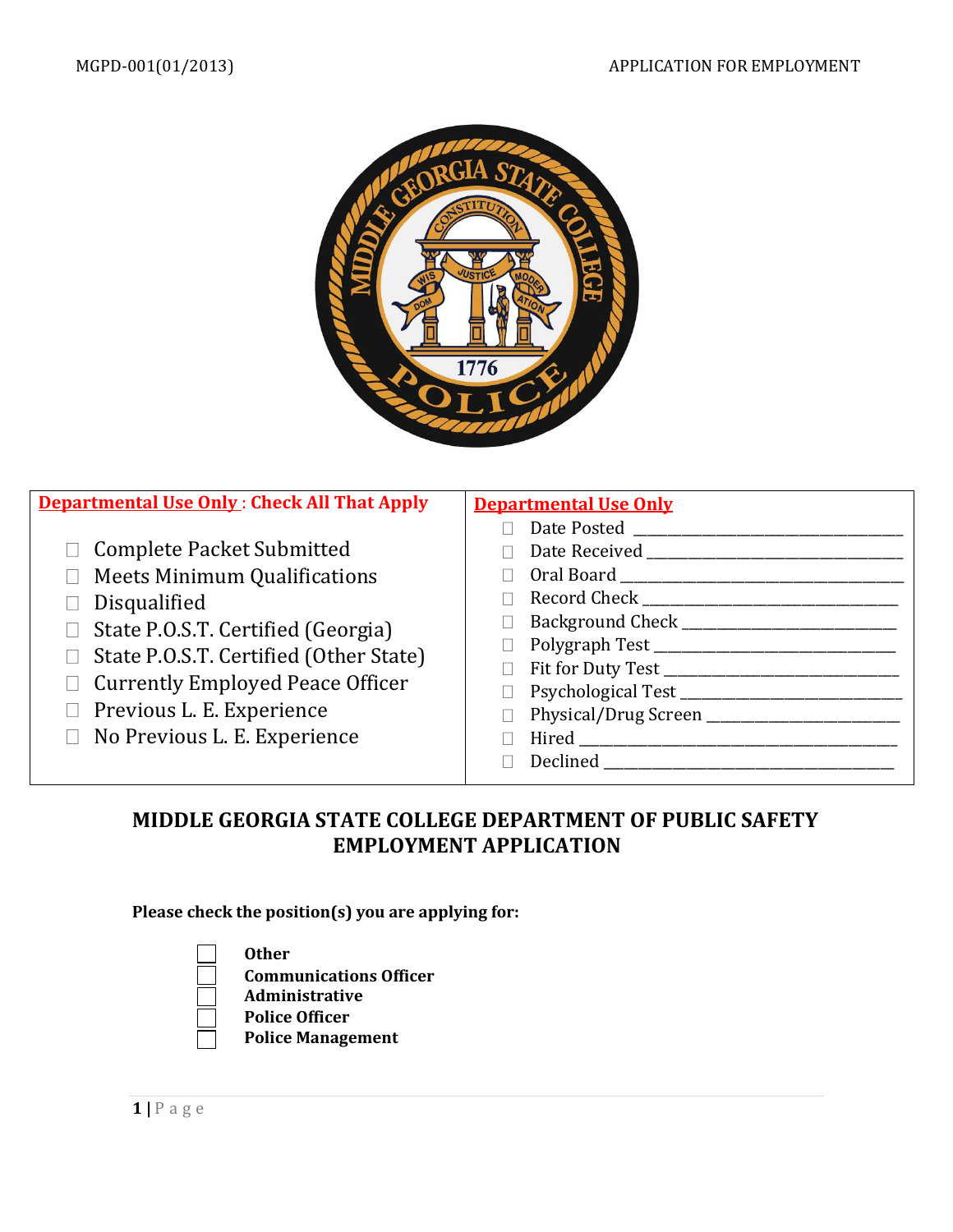MGPD-001(01/2013) APPLICATION FOR EMPLOYMENT

| **Departmental Use Only : Check All That Apply** | **Departmental Use Only** |
|---|---|
| ☐ Complete Packet Submitted | ☐ Date Posted ____________________ |
| ☐ Meets Minimum Qualifications | ☐ Date Received ____________________ |
| ☐ Disqualified | ☐ Oral Board ____________________ |
| ☐ State P.O.S.T. Certified (Georgia) | ☐ Record Check ____________________ |
| ☐ State P.O.S.T. Certified (Other State) | ☐ Background Check ____________________ |
| ☐ Currently Employed Peace Officer | ☐ Polygraph Test ____________________ |
| ☐ Previous L. E. Experience | ☐ Fit for Duty Test ____________________ |
| ☐ No Previous L. E. Experience | ☐ Psychological Test ____________________ |
| | ☐ Physical/Drug Screen ____________________ |
| | ☐ Hired ____________________ |
| | ☐ Declined ____________________ |

# MIDDLE GEORGIA STATE COLLEGE DEPARTMENT OF PUBLIC SAFETY EMPLOYMENT APPLICATION

**Please check the position(s) you are applying for:**

- ☐ **Other**
- ☐ **Communications Officer**
- ☐ **Administrative**
- ☐ **Police Officer**
- ☐ **Police Management**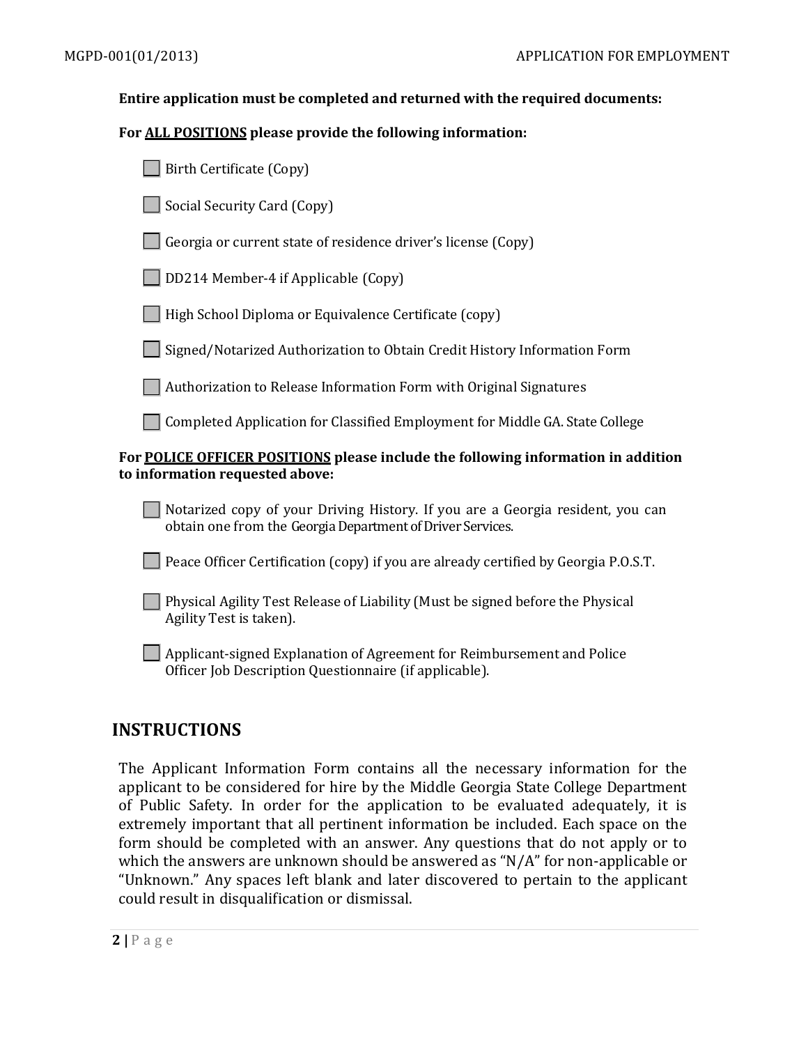**Entire application must be completed and returned with the required documents:**

**For <u>ALL POSITIONS</u> please provide the following information:**

- [ ] Birth Certificate (Copy)
- [ ] Social Security Card (Copy)
- [ ] Georgia or current state of residence driver's license (Copy)
- [ ] DD214 Member-4 if Applicable (Copy)
- [ ] High School Diploma or Equivalence Certificate (copy)
- [ ] Signed/Notarized Authorization to Obtain Credit History Information Form
- [ ] Authorization to Release Information Form with Original Signatures
- [ ] Completed Application for Classified Employment for Middle GA. State College

**For <u>POLICE OFFICER POSITIONS</u> please include the following information in addition to information requested above:**

- [ ] Notarized copy of your Driving History. If you are a Georgia resident, you can obtain one from the Georgia Department of Driver Services.
- [ ] Peace Officer Certification (copy) if you are already certified by Georgia P.O.S.T.
- [ ] Physical Agility Test Release of Liability (Must be signed before the Physical Agility Test is taken).
- [ ] Applicant-signed Explanation of Agreement for Reimbursement and Police Officer Job Description Questionnaire (if applicable).

## INSTRUCTIONS

The Applicant Information Form contains all the necessary information for the applicant to be considered for hire by the Middle Georgia State College Department of Public Safety. In order for the application to be evaluated adequately, it is extremely important that all pertinent information be included. Each space on the form should be completed with an answer. Any questions that do not apply or to which the answers are unknown should be answered as "N/A" for non-applicable or "Unknown." Any spaces left blank and later discovered to pertain to the applicant could result in disqualification or dismissal.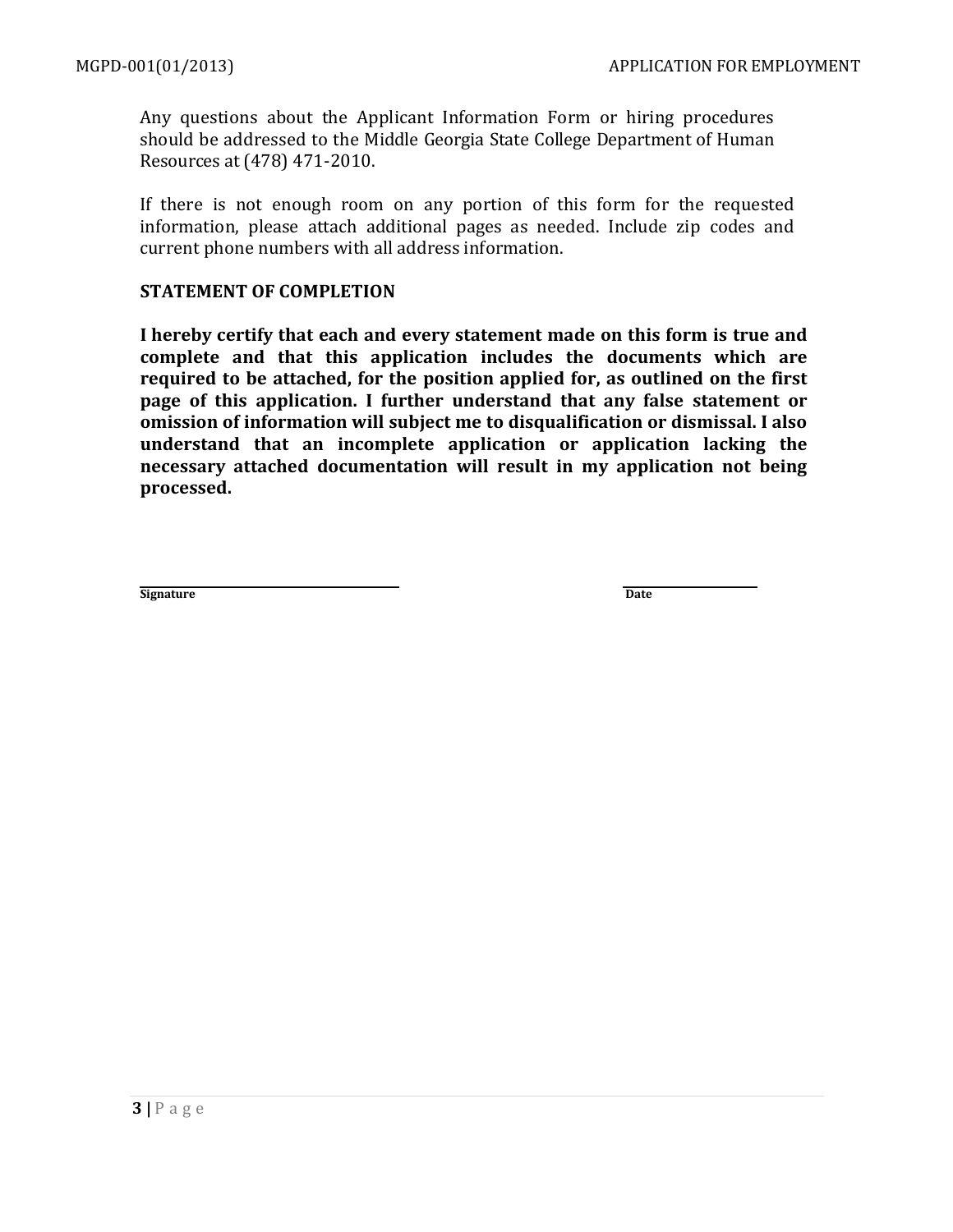Any questions about the Applicant Information Form or hiring procedures should be addressed to the Middle Georgia State College Department of Human Resources at (478) 471-2010.

If there is not enough room on any portion of this form for the requested information, please attach additional pages as needed. Include zip codes and current phone numbers with all address information.

**STATEMENT OF COMPLETION**

**I hereby certify that each and every statement made on this form is true and complete and that this application includes the documents which are required to be attached, for the position applied for, as outlined on the first page of this application. I further understand that any false statement or omission of information will subject me to disqualification or dismissal. I also understand that an incomplete application or application lacking the necessary attached documentation will result in my application not being processed.**

______________________________ ______________

**Signature** **Date**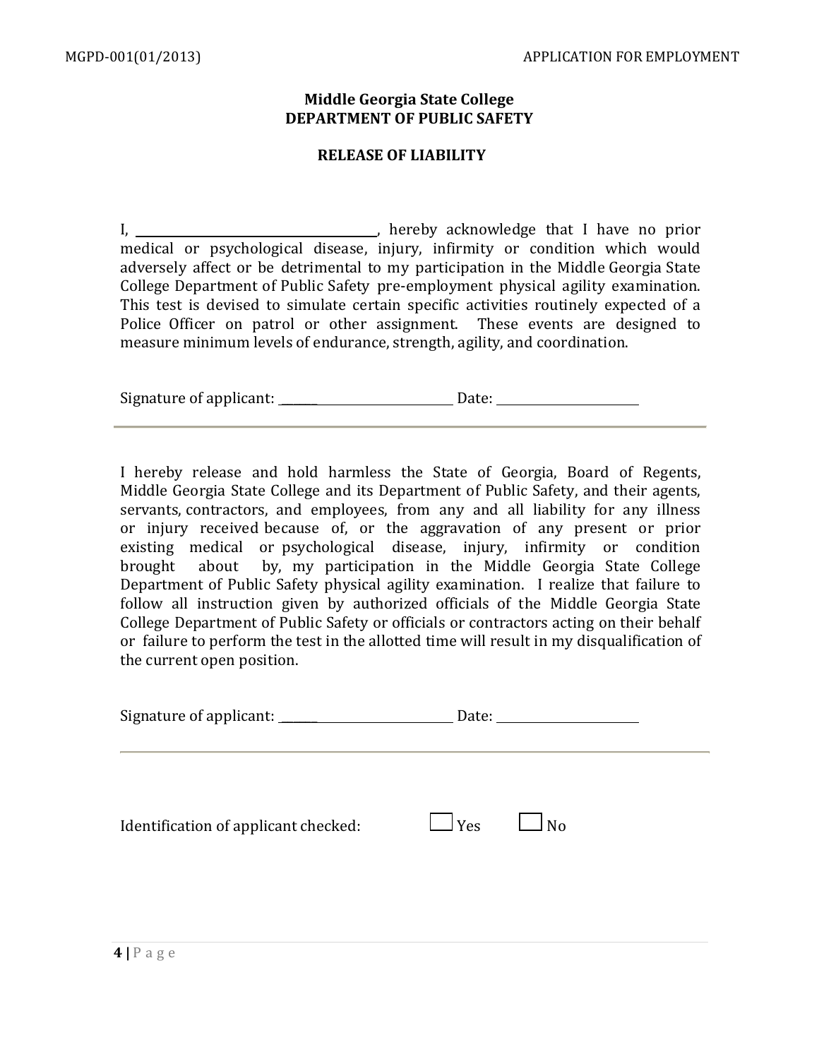**Middle Georgia State College**
**DEPARTMENT OF PUBLIC SAFETY**

**RELEASE OF LIABILITY**

I, ______________________________, hereby acknowledge that I have no prior medical or psychological disease, injury, infirmity or condition which would adversely affect or be detrimental to my participation in the Middle Georgia State College Department of Public Safety pre-employment physical agility examination. This test is devised to simulate certain specific activities routinely expected of a Police Officer on patrol or other assignment. These events are designed to measure minimum levels of endurance, strength, agility, and coordination.

Signature of applicant: ______________________ Date: ________________

---

I hereby release and hold harmless the State of Georgia, Board of Regents, Middle Georgia State College and its Department of Public Safety, and their agents, servants, contractors, and employees, from any and all liability for any illness or injury received because of, or the aggravation of any present or prior existing medical or psychological disease, injury, infirmity or condition brought about by, my participation in the Middle Georgia State College Department of Public Safety physical agility examination. I realize that failure to follow all instruction given by authorized officials of the Middle Georgia State College Department of Public Safety or officials or contractors acting on their behalf or failure to perform the test in the allotted time will result in my disqualification of the current open position.

Signature of applicant: ______________________ Date: ________________

---

Identification of applicant checked: ☐ Yes ☐ No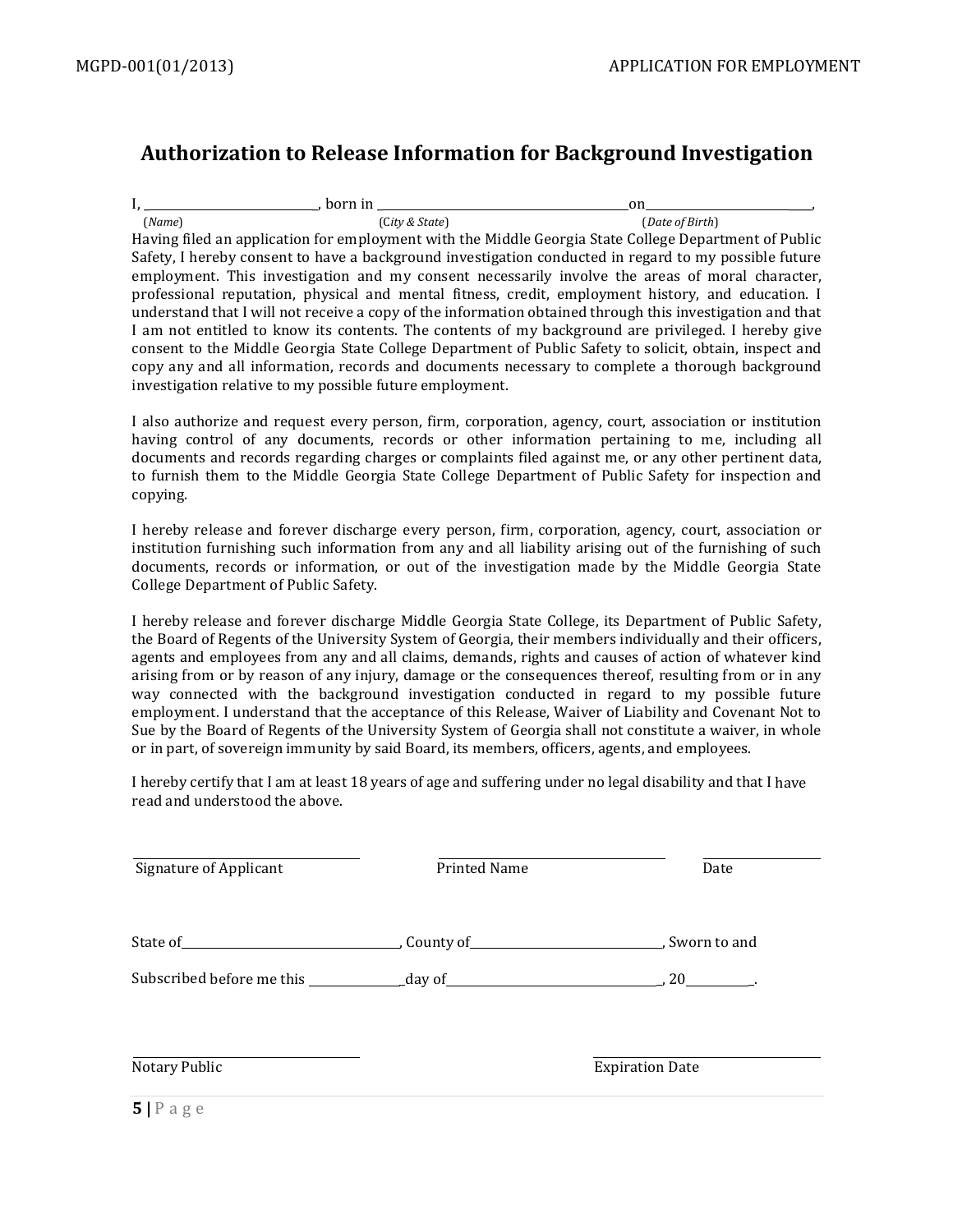# Authorization to Release Information for Background Investigation

I, ____________________________, born in __________________________________________ on _____________________________,
(*Name*) (C*ity & State*) (*Date of Birth*)

Having filed an application for employment with the Middle Georgia State College Department of Public Safety, I hereby consent to have a background investigation conducted in regard to my possible future employment. This investigation and my consent necessarily involve the areas of moral character, professional reputation, physical and mental fitness, credit, employment history, and education. I understand that I will not receive a copy of the information obtained through this investigation and that I am not entitled to know its contents. The contents of my background are privileged. I hereby give consent to the Middle Georgia State College Department of Public Safety to solicit, obtain, inspect and copy any and all information, records and documents necessary to complete a thorough background investigation relative to my possible future employment.

I also authorize and request every person, firm, corporation, agency, court, association or institution having control of any documents, records or other information pertaining to me, including all documents and records regarding charges or complaints filed against me, or any other pertinent data, to furnish them to the Middle Georgia State College Department of Public Safety for inspection and copying.

I hereby release and forever discharge every person, firm, corporation, agency, court, association or institution furnishing such information from any and all liability arising out of the furnishing of such documents, records or information, or out of the investigation made by the Middle Georgia State College Department of Public Safety.

I hereby release and forever discharge Middle Georgia State College, its Department of Public Safety, the Board of Regents of the University System of Georgia, their members individually and their officers, agents and employees from any and all claims, demands, rights and causes of action of whatever kind arising from or by reason of any injury, damage or the consequences thereof, resulting from or in any way connected with the background investigation conducted in regard to my possible future employment. I understand that the acceptance of this Release, Waiver of Liability and Covenant Not to Sue by the Board of Regents of the University System of Georgia shall not constitute a waiver, in whole or in part, of sovereign immunity by said Board, its members, officers, agents, and employees.

I hereby certify that I am at least 18 years of age and suffering under no legal disability and that I have read and understood the above.

________________________________ ________________________________ ________________
Signature of Applicant Printed Name Date

State of ________________________________, County of ______________________________, Sworn to and

Subscribed before me this ______________ day of ________________________________, 20__________.

________________________________ ________________________________
Notary Public Expiration Date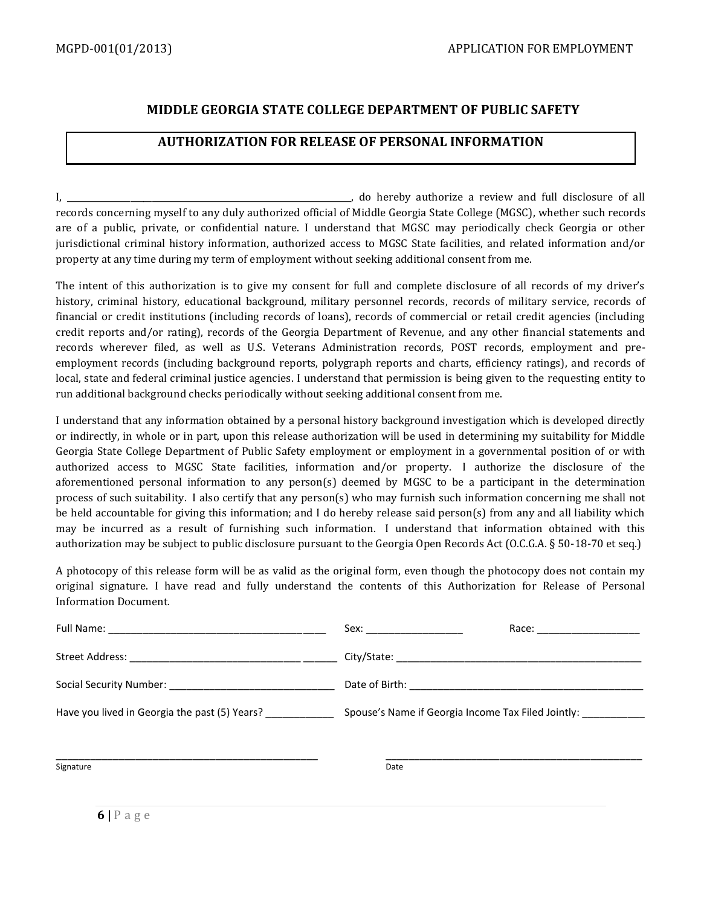## MIDDLE GEORGIA STATE COLLEGE DEPARTMENT OF PUBLIC SAFETY

### AUTHORIZATION FOR RELEASE OF PERSONAL INFORMATION

I, ______________________________________________, do hereby authorize a review and full disclosure of all records concerning myself to any duly authorized official of Middle Georgia State College (MGSC), whether such records are of a public, private, or confidential nature. I understand that MGSC may periodically check Georgia or other jurisdictional criminal history information, authorized access to MGSC State facilities, and related information and/or property at any time during my term of employment without seeking additional consent from me.

The intent of this authorization is to give my consent for full and complete disclosure of all records of my driver's history, criminal history, educational background, military personnel records, records of military service, records of financial or credit institutions (including records of loans), records of commercial or retail credit agencies (including credit reports and/or rating), records of the Georgia Department of Revenue, and any other financial statements and records wherever filed, as well as U.S. Veterans Administration records, POST records, employment and pre-employment records (including background reports, polygraph reports and charts, efficiency ratings), and records of local, state and federal criminal justice agencies. I understand that permission is being given to the requesting entity to run additional background checks periodically without seeking additional consent from me.

I understand that any information obtained by a personal history background investigation which is developed directly or indirectly, in whole or in part, upon this release authorization will be used in determining my suitability for Middle Georgia State College Department of Public Safety employment or employment in a governmental position of or with authorized access to MGSC State facilities, information and/or property. I authorize the disclosure of the aforementioned personal information to any person(s) deemed by MGSC to be a participant in the determination process of such suitability. I also certify that any person(s) who may furnish such information concerning me shall not be held accountable for giving this information; and I do hereby release said person(s) from any and all liability which may be incurred as a result of furnishing such information. I understand that information obtained with this authorization may be subject to public disclosure pursuant to the Georgia Open Records Act (O.C.G.A. § 50-18-70 et seq.)

A photocopy of this release form will be as valid as the original form, even though the photocopy does not contain my original signature. I have read and fully understand the contents of this Authorization for Release of Personal Information Document.

Full Name: ________________________________________ Sex: __________________ Race: ___________________

Street Address: ________________________________________ City/State: ________________________________________

Social Security Number: ______________________________ Date of Birth: ________________________________________

Have you lived in Georgia the past (5) Years? ____________ Spouse's Name if Georgia Income Tax Filed Jointly: ___________

_______________________________________________ _______________________________________________

Signature Date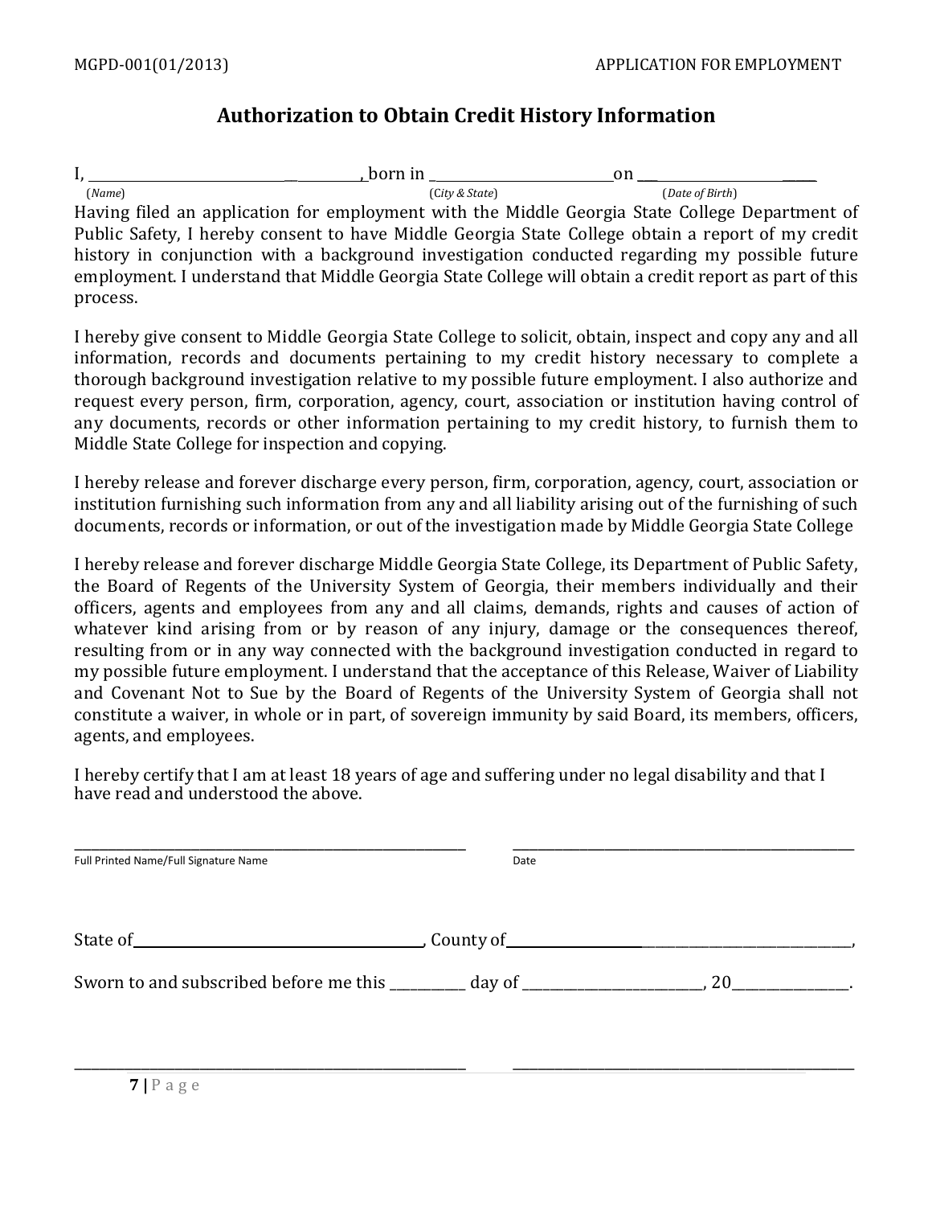## Authorization to Obtain Credit History Information

I, ______________________________________, born in __________________________ on ______________________________
(*Name*) (*City & State*) (*Date of Birth*)

Having filed an application for employment with the Middle Georgia State College Department of Public Safety, I hereby consent to have Middle Georgia State College obtain a report of my credit history in conjunction with a background investigation conducted regarding my possible future employment. I understand that Middle Georgia State College will obtain a credit report as part of this process.

I hereby give consent to Middle Georgia State College to solicit, obtain, inspect and copy any and all information, records and documents pertaining to my credit history necessary to complete a thorough background investigation relative to my possible future employment. I also authorize and request every person, firm, corporation, agency, court, association or institution having control of any documents, records or other information pertaining to my credit history, to furnish them to Middle State College for inspection and copying.

I hereby release and forever discharge every person, firm, corporation, agency, court, association or institution furnishing such information from any and all liability arising out of the furnishing of such documents, records or information, or out of the investigation made by Middle Georgia State College

I hereby release and forever discharge Middle Georgia State College, its Department of Public Safety, the Board of Regents of the University System of Georgia, their members individually and their officers, agents and employees from any and all claims, demands, rights and causes of action of whatever kind arising from or by reason of any injury, damage or the consequences thereof, resulting from or in any way connected with the background investigation conducted in regard to my possible future employment. I understand that the acceptance of this Release, Waiver of Liability and Covenant Not to Sue by the Board of Regents of the University System of Georgia shall not constitute a waiver, in whole or in part, of sovereign immunity by said Board, its members, officers, agents, and employees.

I hereby certify that I am at least 18 years of age and suffering under no legal disability and that I have read and understood the above.

______________________________________________ ______________________________________________
Full Printed Name/Full Signature Name Date

State of ______________________________, County of ______________________________,

Sworn to and subscribed before me this __________ day of ________________________, 20_______________.

______________________________________________ ______________________________________________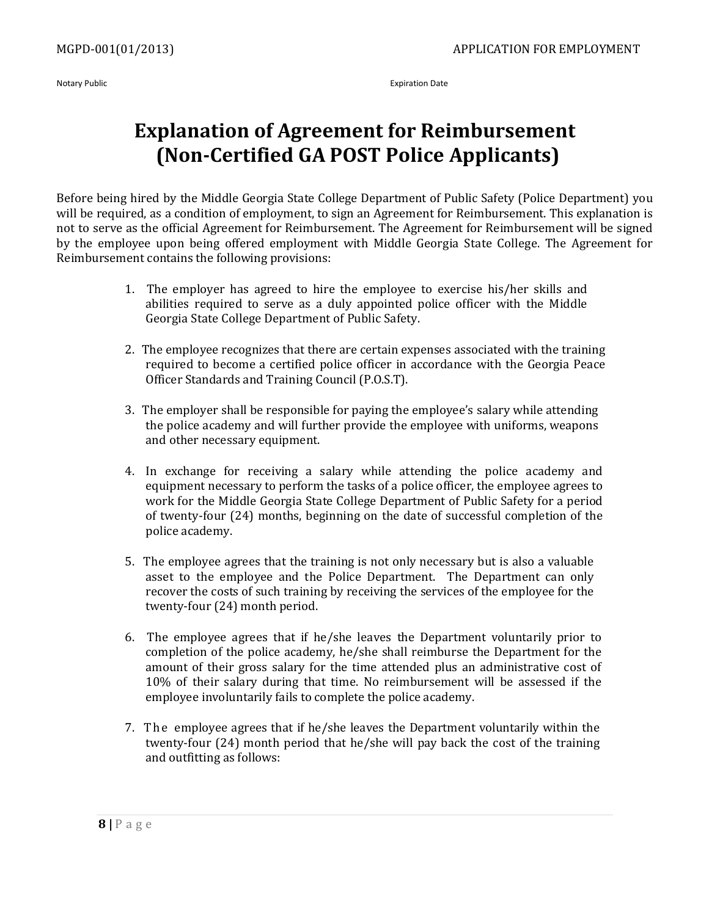Notary Public Expiration Date

# Explanation of Agreement for Reimbursement (Non-Certified GA POST Police Applicants)

Before being hired by the Middle Georgia State College Department of Public Safety (Police Department) you will be required, as a condition of employment, to sign an Agreement for Reimbursement. This explanation is not to serve as the official Agreement for Reimbursement. The Agreement for Reimbursement will be signed by the employee upon being offered employment with Middle Georgia State College. The Agreement for Reimbursement contains the following provisions:

1. The employer has agreed to hire the employee to exercise his/her skills and abilities required to serve as a duly appointed police officer with the Middle Georgia State College Department of Public Safety.

2. The employee recognizes that there are certain expenses associated with the training required to become a certified police officer in accordance with the Georgia Peace Officer Standards and Training Council (P.O.S.T).

3. The employer shall be responsible for paying the employee's salary while attending the police academy and will further provide the employee with uniforms, weapons and other necessary equipment.

4. In exchange for receiving a salary while attending the police academy and equipment necessary to perform the tasks of a police officer, the employee agrees to work for the Middle Georgia State College Department of Public Safety for a period of twenty-four (24) months, beginning on the date of successful completion of the police academy.

5. The employee agrees that the training is not only necessary but is also a valuable asset to the employee and the Police Department. The Department can only recover the costs of such training by receiving the services of the employee for the twenty-four (24) month period.

6. The employee agrees that if he/she leaves the Department voluntarily prior to completion of the police academy, he/she shall reimburse the Department for the amount of their gross salary for the time attended plus an administrative cost of 10% of their salary during that time. No reimbursement will be assessed if the employee involuntarily fails to complete the police academy.

7. The employee agrees that if he/she leaves the Department voluntarily within the twenty-four (24) month period that he/she will pay back the cost of the training and outfitting as follows: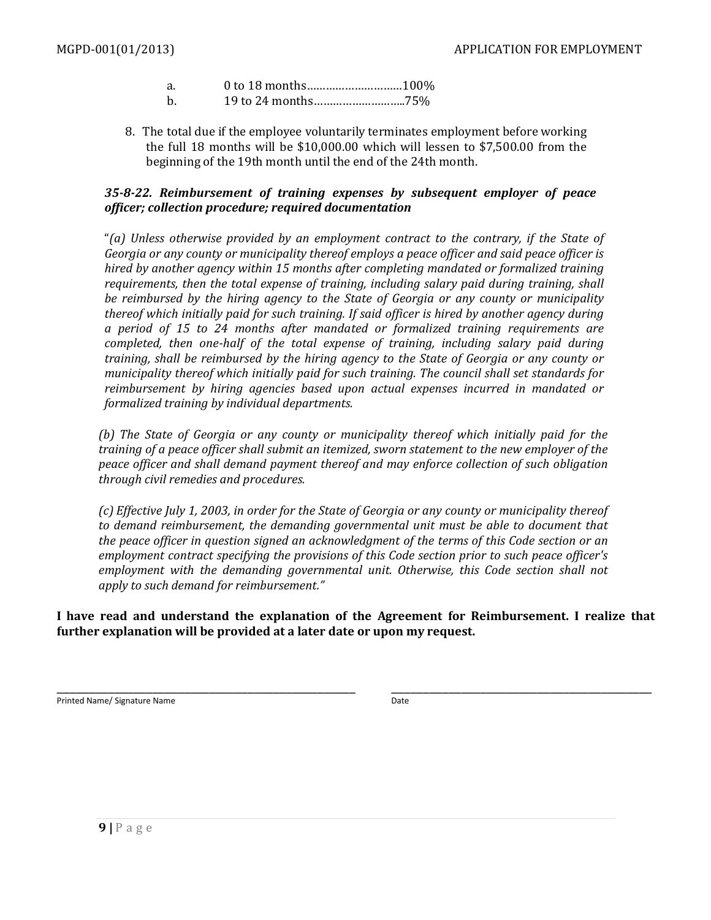a. 0 to 18 months…………………………100%

b. 19 to 24 months………………………..75%

8. The total due if the employee voluntarily terminates employment before working the full 18 months will be $10,000.00 which will lessen to $7,500.00 from the beginning of the 19th month until the end of the 24th month.

***35-8-22. Reimbursement of training expenses by subsequent employer of peace officer; collection procedure; required documentation***

"*(a) Unless otherwise provided by an employment contract to the contrary, if the State of Georgia or any county or municipality thereof employs a peace officer and said peace officer is hired by another agency within 15 months after completing mandated or formalized training requirements, then the total expense of training, including salary paid during training, shall be reimbursed by the hiring agency to the State of Georgia or any county or municipality thereof which initially paid for such training. If said officer is hired by another agency during a period of 15 to 24 months after mandated or formalized training requirements are completed, then one-half of the total expense of training, including salary paid during training, shall be reimbursed by the hiring agency to the State of Georgia or any county or municipality thereof which initially paid for such training. The council shall set standards for reimbursement by hiring agencies based upon actual expenses incurred in mandated or formalized training by individual departments.*

*(b) The State of Georgia or any county or municipality thereof which initially paid for the training of a peace officer shall submit an itemized, sworn statement to the new employer of the peace officer and shall demand payment thereof and may enforce collection of such obligation through civil remedies and procedures.*

*(c) Effective July 1, 2003, in order for the State of Georgia or any county or municipality thereof to demand reimbursement, the demanding governmental unit must be able to document that the peace officer in question signed an acknowledgment of the terms of this Code section or an employment contract specifying the provisions of this Code section prior to such peace officer's employment with the demanding governmental unit. Otherwise, this Code section shall not apply to such demand for reimbursement.*"

**I have read and understand the explanation of the Agreement for Reimbursement. I realize that further explanation will be provided at a later date or upon my request.**

_______________________________________ _______________________________________

Printed Name/ Signature Name Date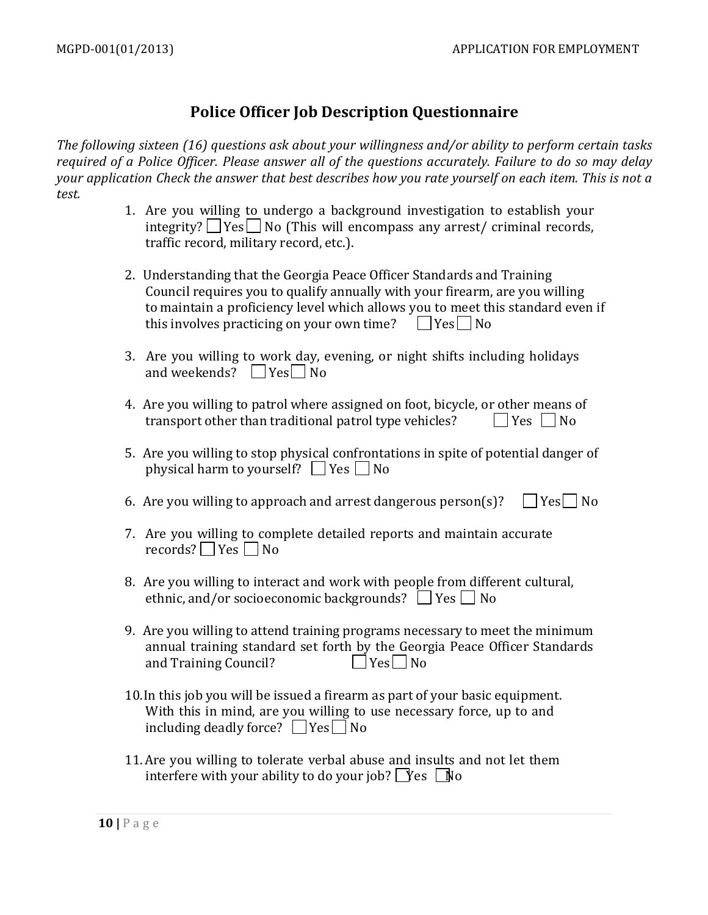# Police Officer Job Description Questionnaire

*The following sixteen (16) questions ask about your willingness and/or ability to perform certain tasks required of a Police Officer. Please answer all of the questions accurately. Failure to do so may delay your application Check the answer that best describes how you rate yourself on each item. This is not a test.*

1. Are you willing to undergo a background investigation to establish your integrity? ☐ Yes ☐ No (This will encompass any arrest/ criminal records, traffic record, military record, etc.).

2. Understanding that the Georgia Peace Officer Standards and Training Council requires you to qualify annually with your firearm, are you willing to maintain a proficiency level which allows you to meet this standard even if this involves practicing on your own time? ☐ Yes ☐ No

3. Are you willing to work day, evening, or night shifts including holidays and weekends? ☐ Yes ☐ No

4. Are you willing to patrol where assigned on foot, bicycle, or other means of transport other than traditional patrol type vehicles? ☐ Yes ☐ No

5. Are you willing to stop physical confrontations in spite of potential danger of physical harm to yourself? ☐ Yes ☐ No

6. Are you willing to approach and arrest dangerous person(s)? ☐ Yes ☐ No

7. Are you willing to complete detailed reports and maintain accurate records? ☐ Yes ☐ No

8. Are you willing to interact and work with people from different cultural, ethnic, and/or socioeconomic backgrounds? ☐ Yes ☐ No

9. Are you willing to attend training programs necessary to meet the minimum annual training standard set forth by the Georgia Peace Officer Standards and Training Council? ☐ Yes ☐ No

10. In this job you will be issued a firearm as part of your basic equipment. With this in mind, are you willing to use necessary force, up to and including deadly force? ☐ Yes ☐ No

11. Are you willing to tolerate verbal abuse and insults and not let them interfere with your ability to do your job? ☐ Yes ☐ No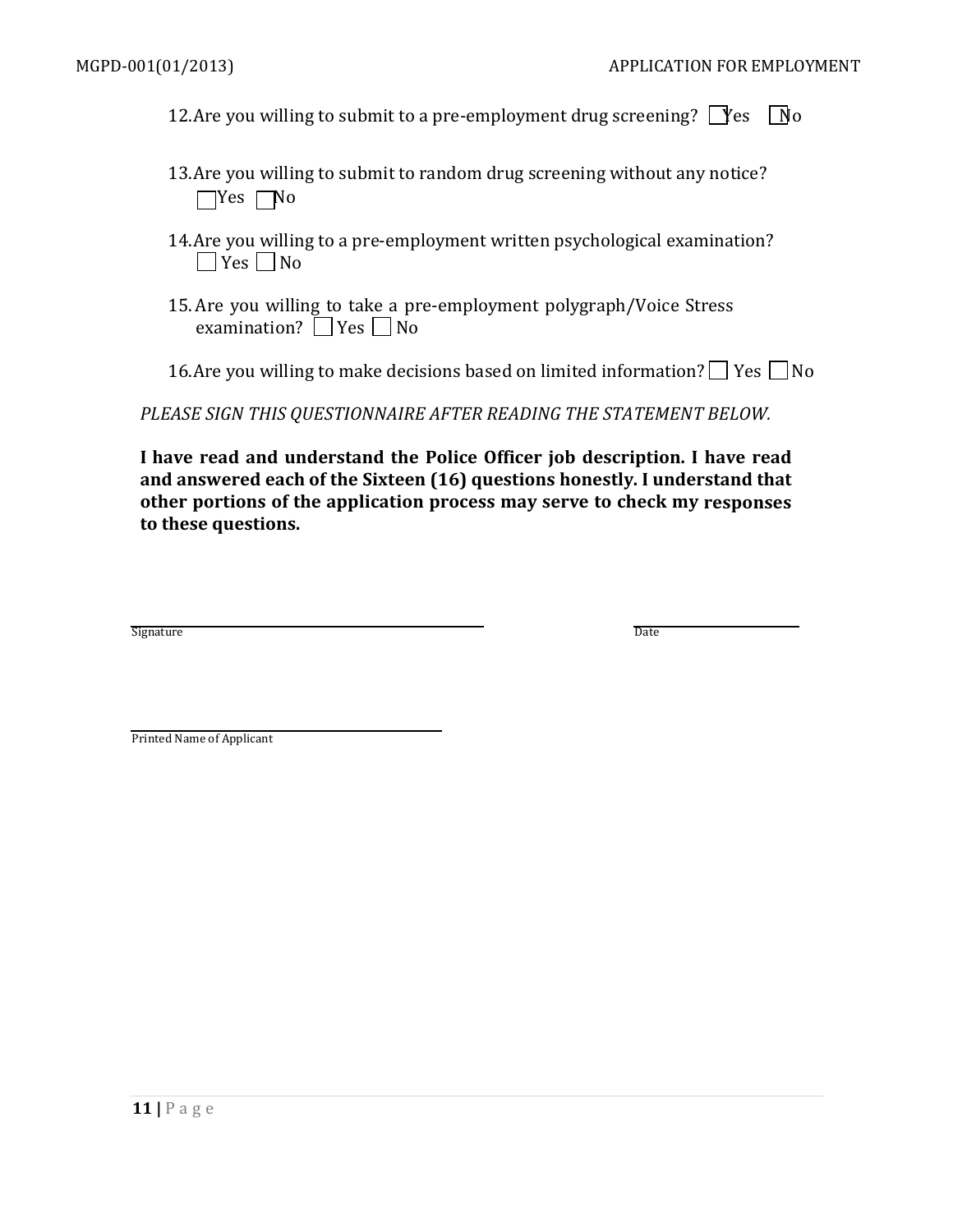12. Are you willing to submit to a pre-employment drug screening? ☐ Yes ☐ No

13. Are you willing to submit to random drug screening without any notice?
    ☐ Yes ☐ No

14. Are you willing to a pre-employment written psychological examination?
    ☐ Yes ☐ No

15. Are you willing to take a pre-employment polygraph/Voice Stress examination? ☐ Yes ☐ No

16. Are you willing to make decisions based on limited information? ☐ Yes ☐ No

*PLEASE SIGN THIS QUESTIONNAIRE AFTER READING THE STATEMENT BELOW.*

**I have read and understand the Police Officer job description. I have read and answered each of the Sixteen (16) questions honestly. I understand that other portions of the application process may serve to check my responses to these questions.**

______________________________ ______________________
Signature Date

______________________________
Printed Name of Applicant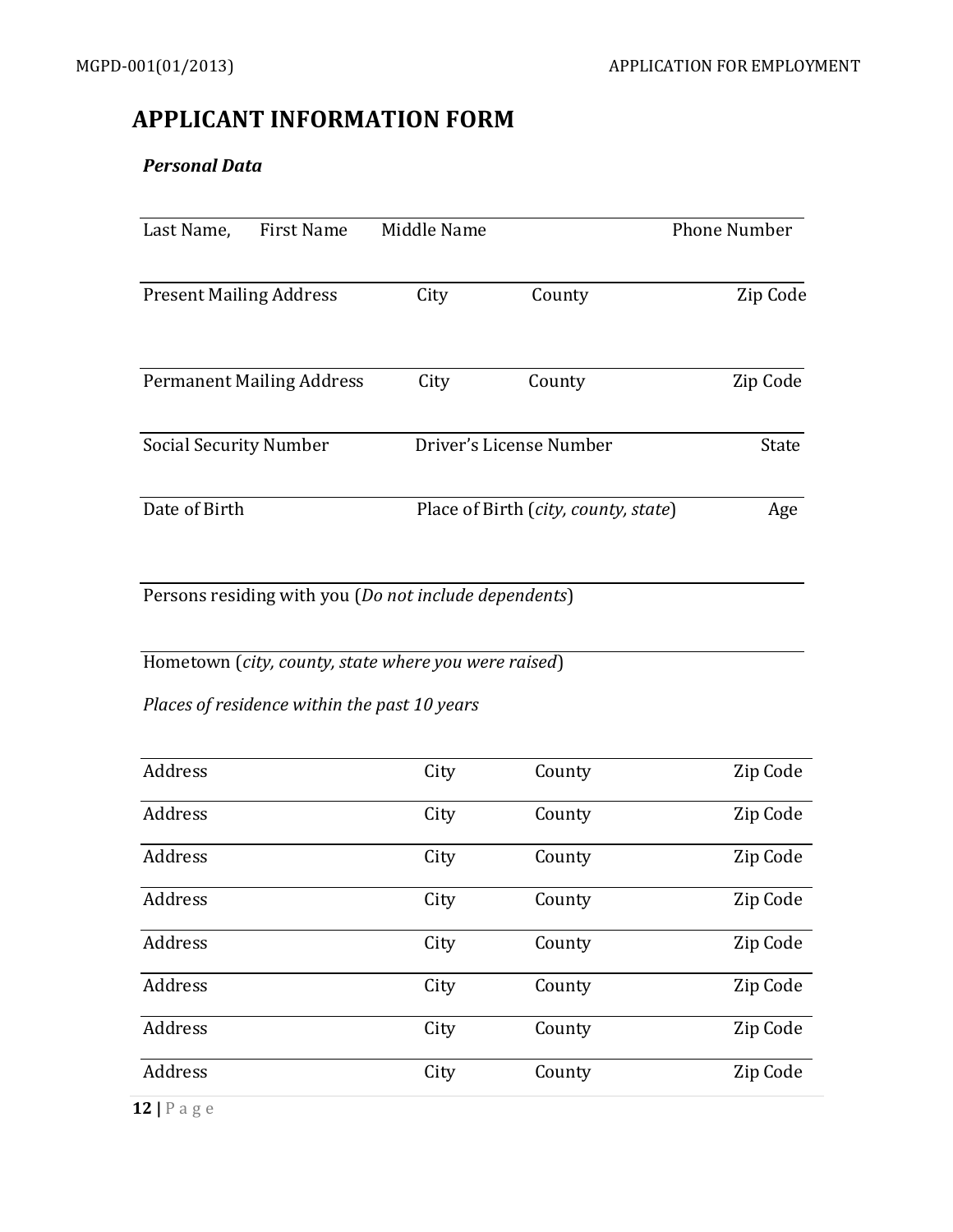# APPLICANT INFORMATION FORM

***Personal Data***

| Last Name, First Name | Middle Name | | Phone Number |
|---|---|---|---|

| Present Mailing Address | City | County | Zip Code |
|---|---|---|---|

| Permanent Mailing Address | City | County | Zip Code |
|---|---|---|---|

| Social Security Number | Driver's License Number | State |
|---|---|---|

| Date of Birth | Place of Birth (*city, county, state*) | Age |
|---|---|---|

Persons residing with you (*Do not include dependents*)

Hometown (*city, county, state where you were raised*)

*Places of residence within the past 10 years*

| Address | City | County | Zip Code |
|---|---|---|---|
| Address | City | County | Zip Code |
| Address | City | County | Zip Code |
| Address | City | County | Zip Code |
| Address | City | County | Zip Code |
| Address | City | County | Zip Code |
| Address | City | County | Zip Code |
| Address | City | County | Zip Code |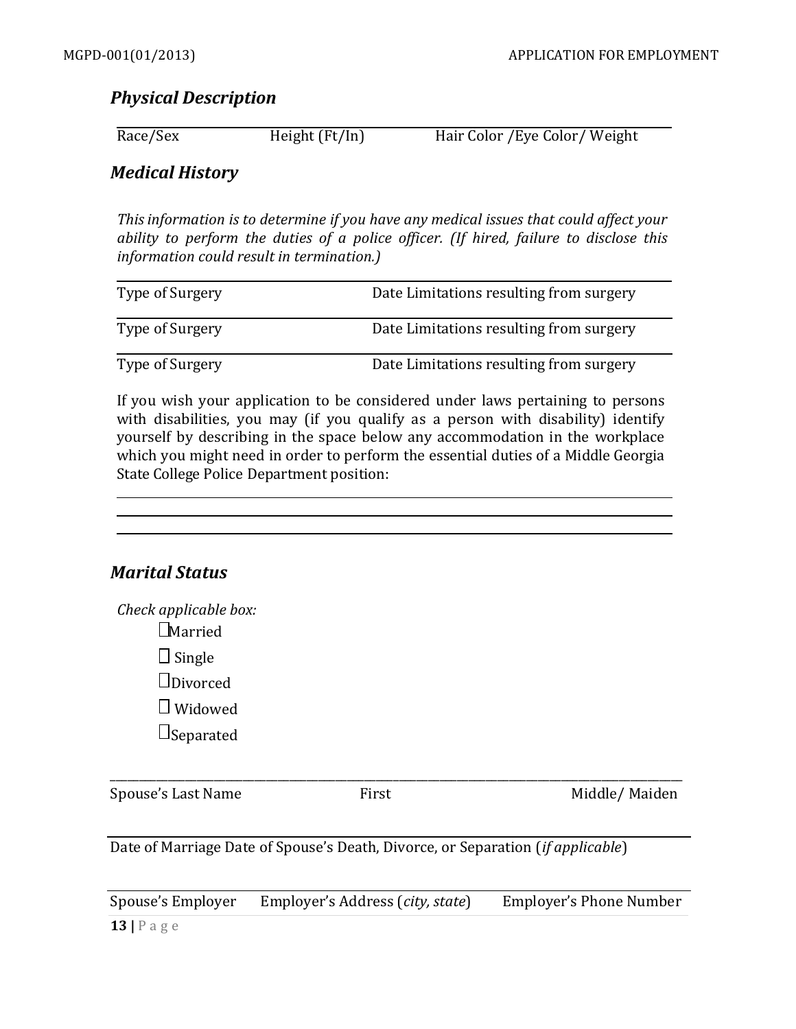## *Physical Description*

Race/Sex Height (Ft/In) Hair Color /Eye Color/ Weight

## *Medical History*

*This information is to determine if you have any medical issues that could affect your ability to perform the duties of a police officer. (If hired, failure to disclose this information could result in termination.)*

Type of Surgery Date Limitations resulting from surgery

Type of Surgery Date Limitations resulting from surgery

Type of Surgery Date Limitations resulting from surgery

If you wish your application to be considered under laws pertaining to persons with disabilities, you may (if you qualify as a person with disability) identify yourself by describing in the space below any accommodation in the workplace which you might need in order to perform the essential duties of a Middle Georgia State College Police Department position:

______________________________________________________________________

______________________________________________________________________

______________________________________________________________________

## *Marital Status*

*Check applicable box:*

- ☐ Married
- ☐ Single
- ☐ Divorced
- ☐ Widowed
- ☐ Separated

______________________________________________________________________

Spouse's Last Name First Middle/ Maiden

Date of Marriage Date of Spouse's Death, Divorce, or Separation (*if applicable*)

Spouse's Employer Employer's Address (*city, state*) Employer's Phone Number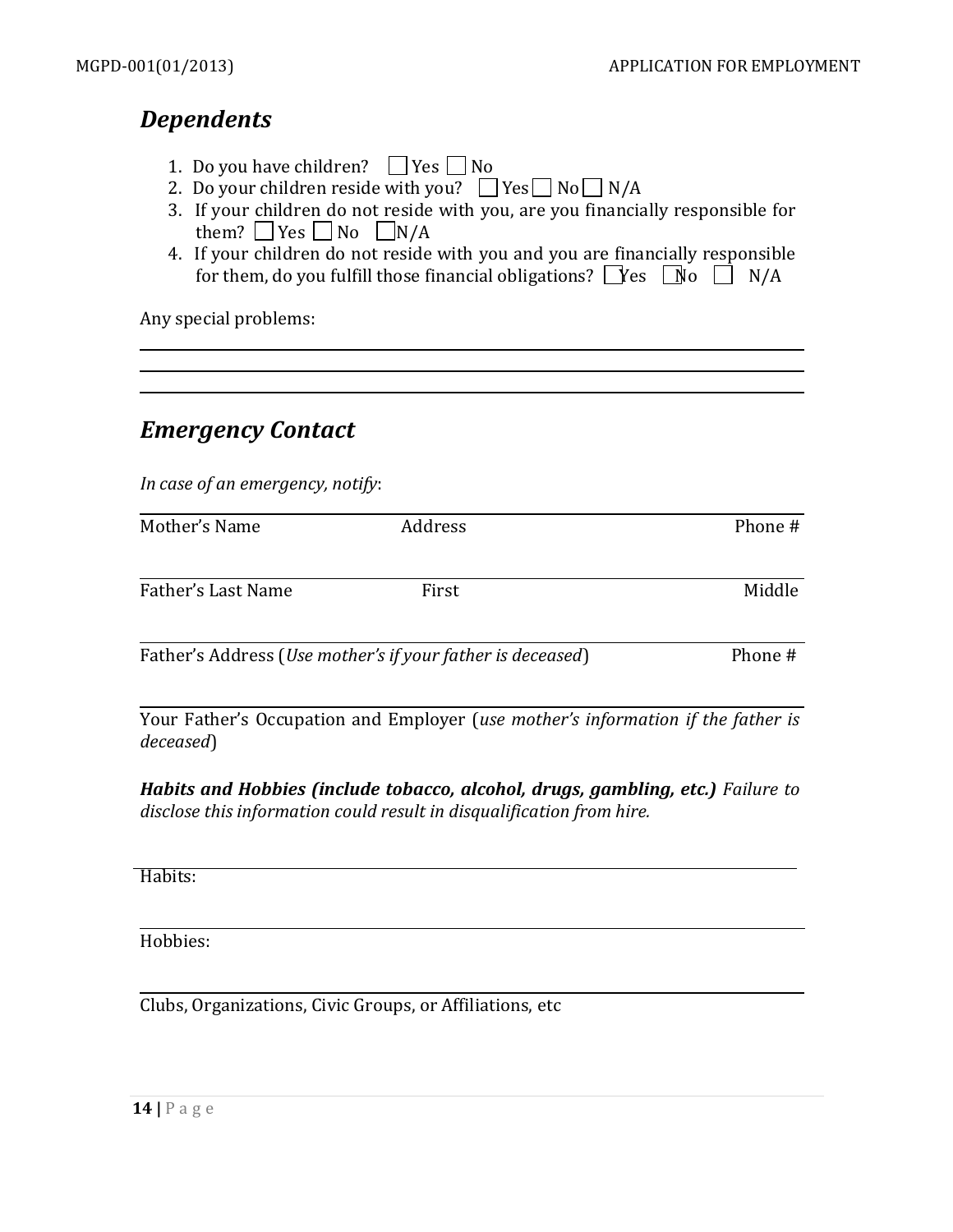## *Dependents*

1. Do you have children? ☐ Yes ☐ No
2. Do your children reside with you? ☐ Yes ☐ No ☐ N/A
3. If your children do not reside with you, are you financially responsible for them? ☐ Yes ☐ No ☐ N/A
4. If your children do not reside with you and you are financially responsible for them, do you fulfill those financial obligations? ☐ Yes ☐ No ☐ N/A

Any special problems:

______________________________________________

______________________________________________

______________________________________________

## *Emergency Contact*

*In case of an emergency, notify*:

______________________________________________

Mother's Name | Address | Phone #

______________________________________________

Father's Last Name | First | Middle

______________________________________________

Father's Address (*Use mother's if your father is deceased*) | Phone #

______________________________________________

Your Father's Occupation and Employer (*use mother's information if the father is deceased*)

***Habits and Hobbies (include tobacco, alcohol, drugs, gambling, etc.)*** *Failure to disclose this information could result in disqualification from hire.*

______________________________________________

Habits:

______________________________________________

Hobbies:

______________________________________________

Clubs, Organizations, Civic Groups, or Affiliations, etc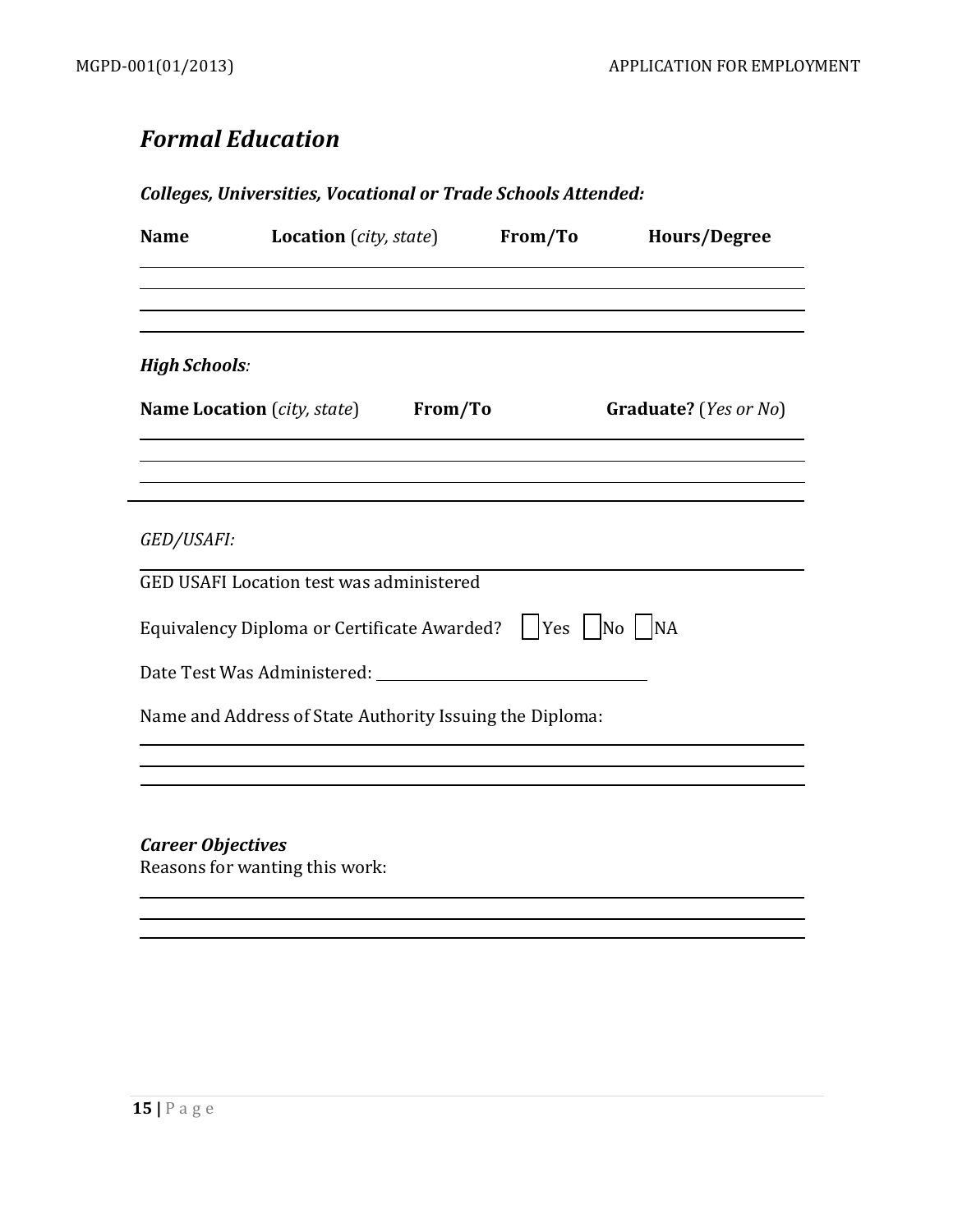## *Formal Education*

***Colleges, Universities, Vocational or Trade Schools Attended:***

| **Name** | **Location** (*city, state*) | **From/To** | **Hours/Degree** |
|---|---|---|---|
| | | | |
| | | | |
| | | | |

***High Schools:***

| **Name Location** (*city, state*) | **From/To** | **Graduate?** (*Yes or No*) |
|---|---|---|
| | | |
| | | |
| | | |

*GED/USAFI:*

GED USAFI Location test was administered

Equivalency Diploma or Certificate Awarded? ☐ Yes ☐ No ☐ NA

Date Test Was Administered: ______________________

Name and Address of State Authority Issuing the Diploma:

___

___

___

***Career Objectives***

Reasons for wanting this work:

___

___

___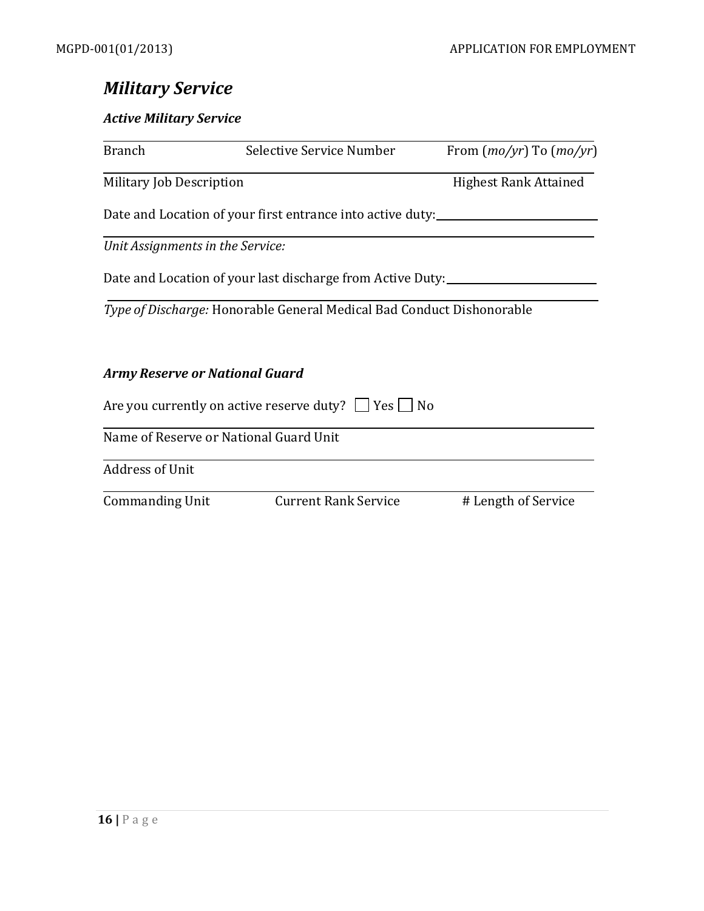## *Military Service*

### *Active Military Service*

Branch Selective Service Number From (*mo/yr*) To (*mo/yr*)

Military Job Description Highest Rank Attained

Date and Location of your first entrance into active duty:

*Unit Assignments in the Service:*

Date and Location of your last discharge from Active Duty:

*Type of Discharge:* Honorable General Medical Bad Conduct Dishonorable

### *Army Reserve or National Guard*

Are you currently on active reserve duty? ☐ Yes ☐ No

Name of Reserve or National Guard Unit

Address of Unit

Commanding Unit Current Rank Service # Length of Service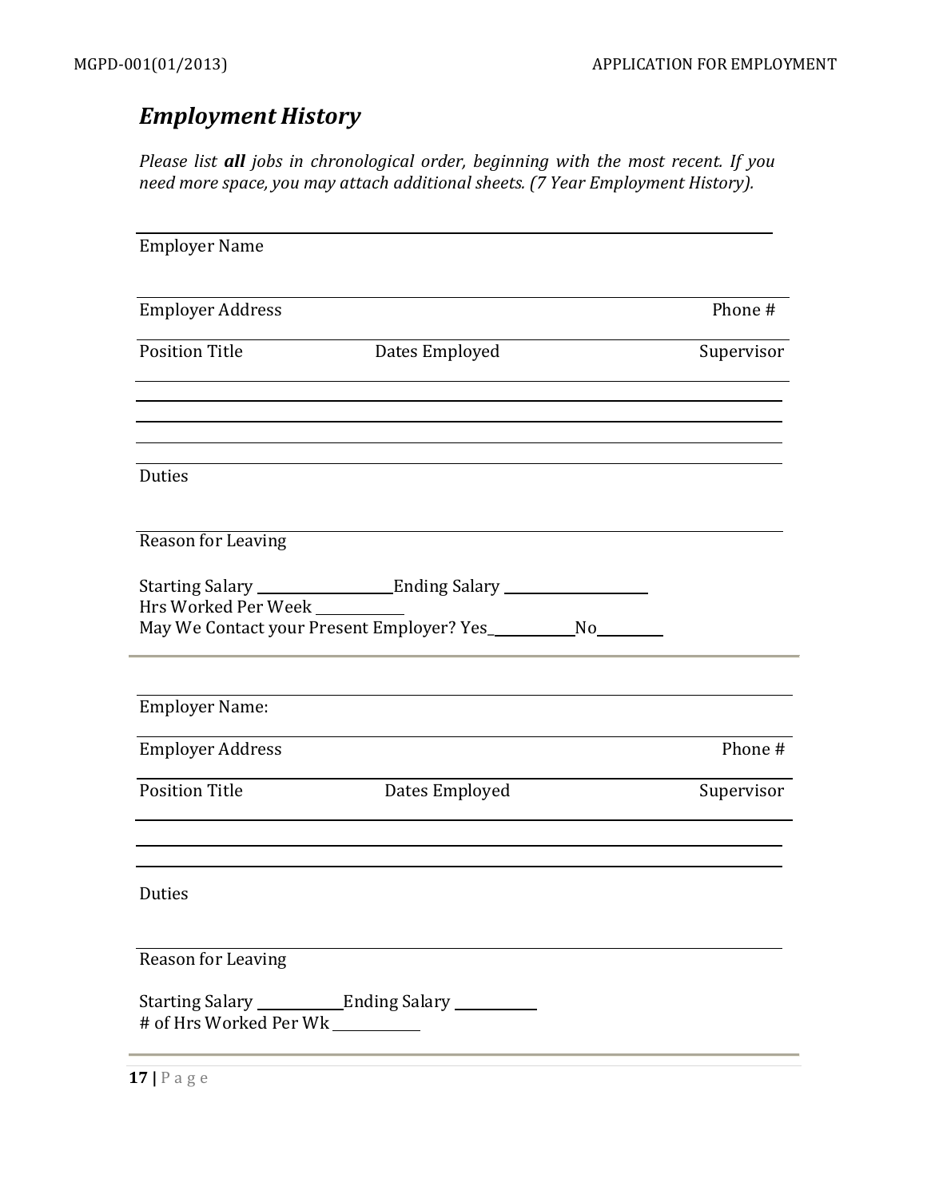## *Employment History*

*Please list **all** jobs in chronological order, beginning with the most recent. If you need more space, you may attach additional sheets. (7 Year Employment History).*

Employer Name

Employer Address Phone #

Position Title Dates Employed Supervisor

Duties

Reason for Leaving

Starting Salary __________________ Ending Salary __________________

Hrs Worked Per Week ___________

May We Contact your Present Employer? Yes__________ No________

---

Employer Name:

Employer Address Phone #

Position Title Dates Employed Supervisor

Duties

Reason for Leaving

Starting Salary ___________ Ending Salary ___________

# of Hrs Worked Per Wk ___________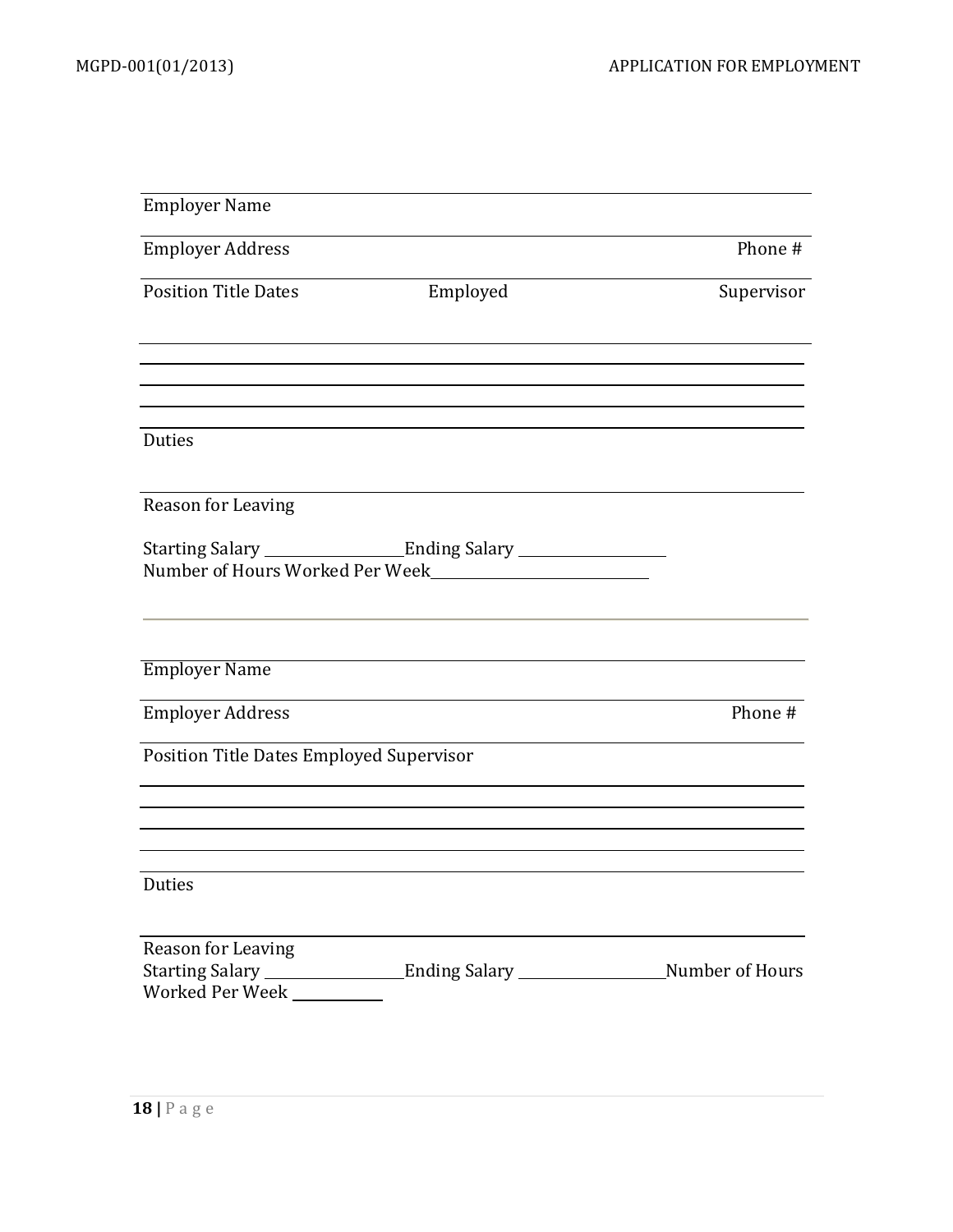Employer Name

Employer Address Phone #

Position Title Dates Employed Supervisor

Duties

Reason for Leaving

Starting Salary ________________Ending Salary ________________
Number of Hours Worked Per Week________________________

---

Employer Name

Employer Address Phone #

Position Title Dates Employed Supervisor

Duties

Reason for Leaving
Starting Salary ________________Ending Salary ________________Number of Hours Worked Per Week __________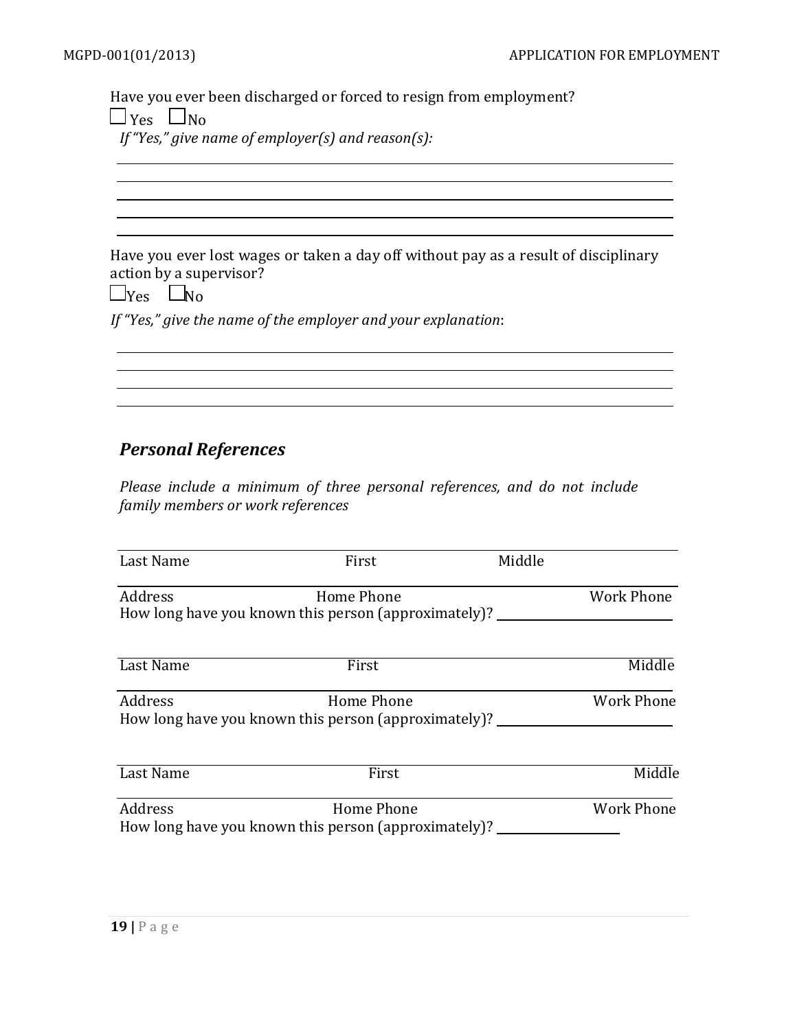Have you ever been discharged or forced to resign from employment?

☐ Yes ☐ No

*If "Yes," give name of employer(s) and reason(s):*

\_\_\_\_\_\_\_\_\_\_\_\_\_\_\_\_\_\_\_\_\_\_\_\_\_\_\_\_\_\_\_\_\_\_\_\_\_\_\_\_\_\_\_\_\_\_\_\_\_\_\_\_\_\_\_\_\_\_\_\_

\_\_\_\_\_\_\_\_\_\_\_\_\_\_\_\_\_\_\_\_\_\_\_\_\_\_\_\_\_\_\_\_\_\_\_\_\_\_\_\_\_\_\_\_\_\_\_\_\_\_\_\_\_\_\_\_\_\_\_\_

\_\_\_\_\_\_\_\_\_\_\_\_\_\_\_\_\_\_\_\_\_\_\_\_\_\_\_\_\_\_\_\_\_\_\_\_\_\_\_\_\_\_\_\_\_\_\_\_\_\_\_\_\_\_\_\_\_\_\_\_

\_\_\_\_\_\_\_\_\_\_\_\_\_\_\_\_\_\_\_\_\_\_\_\_\_\_\_\_\_\_\_\_\_\_\_\_\_\_\_\_\_\_\_\_\_\_\_\_\_\_\_\_\_\_\_\_\_\_\_\_

\_\_\_\_\_\_\_\_\_\_\_\_\_\_\_\_\_\_\_\_\_\_\_\_\_\_\_\_\_\_\_\_\_\_\_\_\_\_\_\_\_\_\_\_\_\_\_\_\_\_\_\_\_\_\_\_\_\_\_\_

Have you ever lost wages or taken a day off without pay as a result of disciplinary action by a supervisor?

☐ Yes ☐ No

*If "Yes," give the name of the employer and your explanation*:

\_\_\_\_\_\_\_\_\_\_\_\_\_\_\_\_\_\_\_\_\_\_\_\_\_\_\_\_\_\_\_\_\_\_\_\_\_\_\_\_\_\_\_\_\_\_\_\_\_\_\_\_\_\_\_\_\_\_\_\_

\_\_\_\_\_\_\_\_\_\_\_\_\_\_\_\_\_\_\_\_\_\_\_\_\_\_\_\_\_\_\_\_\_\_\_\_\_\_\_\_\_\_\_\_\_\_\_\_\_\_\_\_\_\_\_\_\_\_\_\_

\_\_\_\_\_\_\_\_\_\_\_\_\_\_\_\_\_\_\_\_\_\_\_\_\_\_\_\_\_\_\_\_\_\_\_\_\_\_\_\_\_\_\_\_\_\_\_\_\_\_\_\_\_\_\_\_\_\_\_\_

\_\_\_\_\_\_\_\_\_\_\_\_\_\_\_\_\_\_\_\_\_\_\_\_\_\_\_\_\_\_\_\_\_\_\_\_\_\_\_\_\_\_\_\_\_\_\_\_\_\_\_\_\_\_\_\_\_\_\_\_

## *Personal References*

*Please include a minimum of three personal references, and do not include family members or work references*

\_\_\_\_\_\_\_\_\_\_\_\_\_\_\_\_\_\_\_\_\_\_\_\_\_\_\_\_\_\_\_\_\_\_\_\_\_\_\_\_\_\_\_\_\_\_\_\_\_\_\_\_\_\_\_\_\_\_\_\_

Last Name First Middle

\_\_\_\_\_\_\_\_\_\_\_\_\_\_\_\_\_\_\_\_\_\_\_\_\_\_\_\_\_\_\_\_\_\_\_\_\_\_\_\_\_\_\_\_\_\_\_\_\_\_\_\_\_\_\_\_\_\_\_\_

Address Home Phone Work Phone

How long have you known this person (approximately)? \_\_\_\_\_\_\_\_\_\_\_\_\_\_\_\_\_\_\_\_

\_\_\_\_\_\_\_\_\_\_\_\_\_\_\_\_\_\_\_\_\_\_\_\_\_\_\_\_\_\_\_\_\_\_\_\_\_\_\_\_\_\_\_\_\_\_\_\_\_\_\_\_\_\_\_\_\_\_\_\_

Last Name First Middle

\_\_\_\_\_\_\_\_\_\_\_\_\_\_\_\_\_\_\_\_\_\_\_\_\_\_\_\_\_\_\_\_\_\_\_\_\_\_\_\_\_\_\_\_\_\_\_\_\_\_\_\_\_\_\_\_\_\_\_\_

Address Home Phone Work Phone

How long have you known this person (approximately)? \_\_\_\_\_\_\_\_\_\_\_\_\_\_\_\_\_\_\_\_

\_\_\_\_\_\_\_\_\_\_\_\_\_\_\_\_\_\_\_\_\_\_\_\_\_\_\_\_\_\_\_\_\_\_\_\_\_\_\_\_\_\_\_\_\_\_\_\_\_\_\_\_\_\_\_\_\_\_\_\_

Last Name First Middle

\_\_\_\_\_\_\_\_\_\_\_\_\_\_\_\_\_\_\_\_\_\_\_\_\_\_\_\_\_\_\_\_\_\_\_\_\_\_\_\_\_\_\_\_\_\_\_\_\_\_\_\_\_\_\_\_\_\_\_\_

Address Home Phone Work Phone

How long have you known this person (approximately)? \_\_\_\_\_\_\_\_\_\_\_\_\_\_\_\_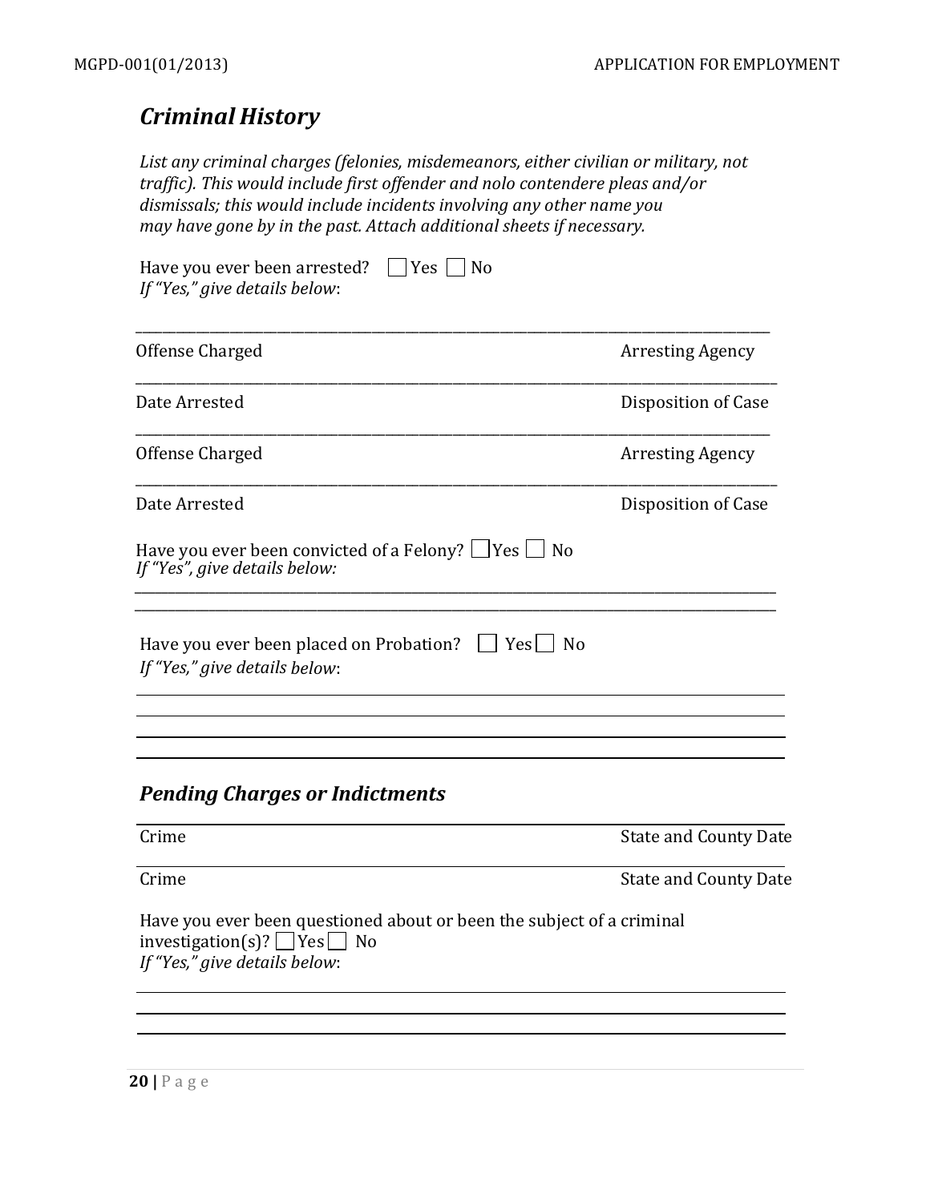## *Criminal History*

*List any criminal charges (felonies, misdemeanors, either civilian or military, not traffic). This would include first offender and nolo contendere pleas and/or dismissals; this would include incidents involving any other name you may have gone by in the past. Attach additional sheets if necessary.*

Have you ever been arrested? ☐ Yes ☐ No
*If "Yes," give details below*:

_______________________________________________________________________________

Offense Charged                                                                                                    Arresting Agency

_______________________________________________________________________________

Date Arrested                                                                                                         Disposition of Case

_______________________________________________________________________________

Offense Charged                                                                                                    Arresting Agency

_______________________________________________________________________________

Date Arrested                                                                                                         Disposition of Case

Have you ever been convicted of a Felony? ☐ Yes ☐ No
*If "Yes", give details below:*

_______________________________________________________________________________
_______________________________________________________________________________

Have you ever been placed on Probation? ☐ Yes ☐ No
*If "Yes," give details below*:

_______________________________________________________________________________
_______________________________________________________________________________
_______________________________________________________________________________
_______________________________________________________________________________

## *Pending Charges or Indictments*

_______________________________________________________________________________

Crime                                                                                                                   State and County Date

_______________________________________________________________________________

Crime                                                                                                                   State and County Date

Have you ever been questioned about or been the subject of a criminal investigation(s)? ☐ Yes ☐ No
*If "Yes," give details below*:

_______________________________________________________________________________
_______________________________________________________________________________
_______________________________________________________________________________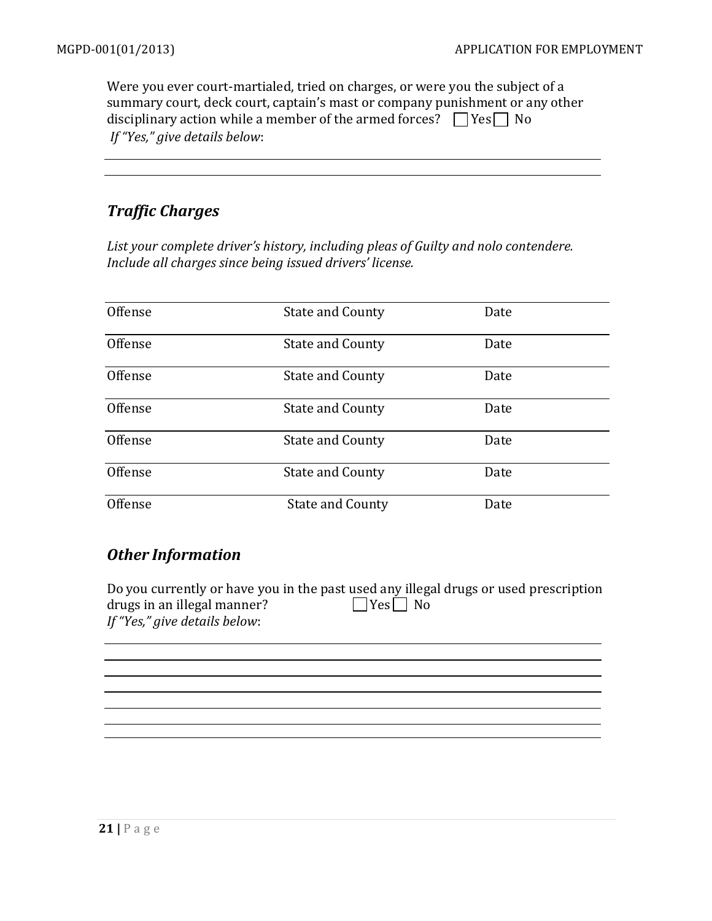Were you ever court-martialed, tried on charges, or were you the subject of a summary court, deck court, captain's mast or company punishment or any other disciplinary action while a member of the armed forces? ☐ Yes ☐ No

*If "Yes," give details below*:

______________________________________________________________________

______________________________________________________________________

## *Traffic Charges*

*List your complete driver's history, including pleas of Guilty and nolo contendere. Include all charges since being issued drivers' license.*

| Offense | State and County | Date |
|---|---|---|
| Offense | State and County | Date |
| Offense | State and County | Date |
| Offense | State and County | Date |
| Offense | State and County | Date |
| Offense | State and County | Date |
| Offense | State and County | Date |

## *Other Information*

Do you currently or have you in the past used any illegal drugs or used prescription drugs in an illegal manner? ☐ Yes ☐ No

*If "Yes," give details below*:

______________________________________________________________________

______________________________________________________________________

______________________________________________________________________

______________________________________________________________________

______________________________________________________________________

______________________________________________________________________

______________________________________________________________________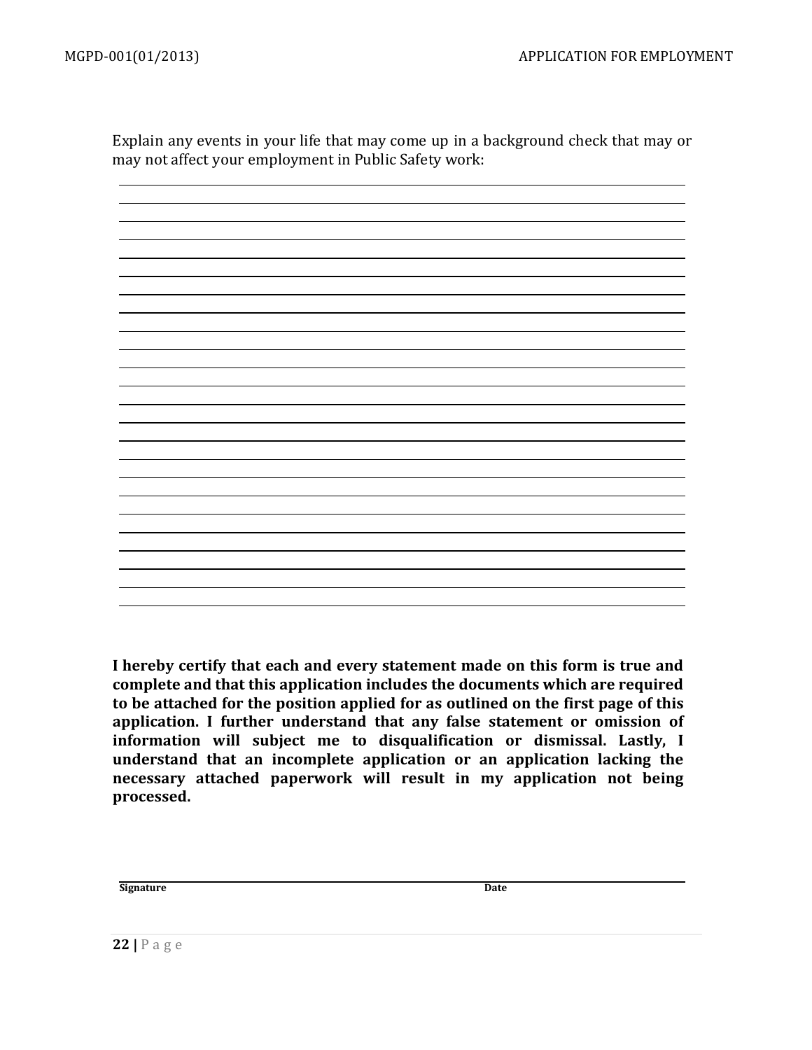Explain any events in your life that may come up in a background check that may or may not affect your employment in Public Safety work:

______________________________________________________________________________
______________________________________________________________________________
______________________________________________________________________________
______________________________________________________________________________
______________________________________________________________________________
______________________________________________________________________________
______________________________________________________________________________
______________________________________________________________________________
______________________________________________________________________________
______________________________________________________________________________
______________________________________________________________________________
______________________________________________________________________________
______________________________________________________________________________
______________________________________________________________________________
______________________________________________________________________________
______________________________________________________________________________
______________________________________________________________________________
______________________________________________________________________________
______________________________________________________________________________
______________________________________________________________________________
______________________________________________________________________________
______________________________________________________________________________
______________________________________________________________________________
______________________________________________________________________________

**I hereby certify that each and every statement made on this form is true and complete and that this application includes the documents which are required to be attached for the position applied for as outlined on the first page of this application. I further understand that any false statement or omission of information will subject me to disqualification or dismissal. Lastly, I understand that an incomplete application or an application lacking the necessary attached paperwork will result in my application not being processed.**

______________________________________________________________________________
**Signature** **Date**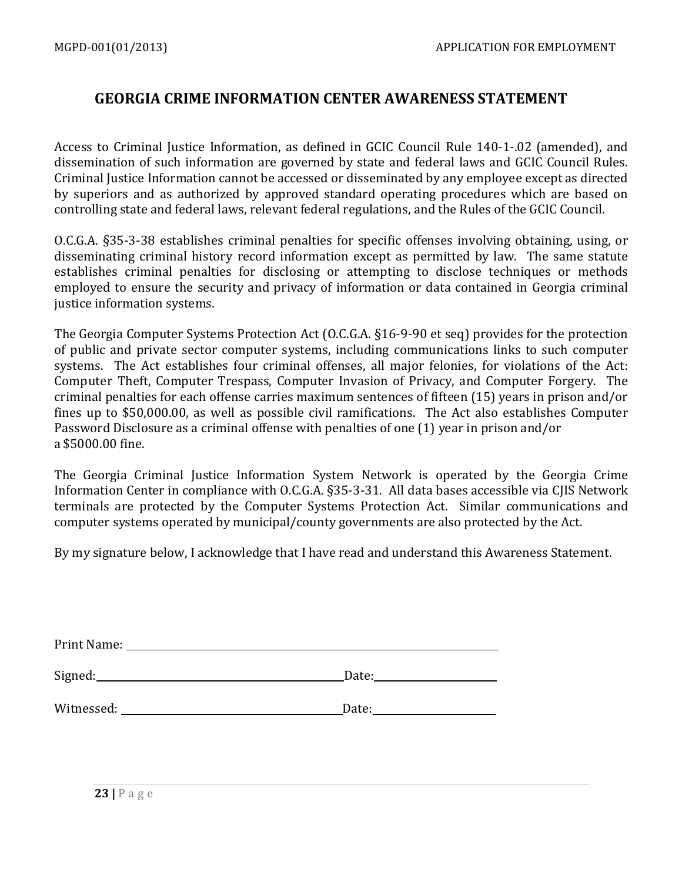# GEORGIA CRIME INFORMATION CENTER AWARENESS STATEMENT

Access to Criminal Justice Information, as defined in GCIC Council Rule 140-1-.02 (amended), and dissemination of such information are governed by state and federal laws and GCIC Council Rules. Criminal Justice Information cannot be accessed or disseminated by any employee except as directed by superiors and as authorized by approved standard operating procedures which are based on controlling state and federal laws, relevant federal regulations, and the Rules of the GCIC Council.

O.C.G.A. §35-3-38 establishes criminal penalties for specific offenses involving obtaining, using, or disseminating criminal history record information except as permitted by law. The same statute establishes criminal penalties for disclosing or attempting to disclose techniques or methods employed to ensure the security and privacy of information or data contained in Georgia criminal justice information systems.

The Georgia Computer Systems Protection Act (O.C.G.A. §16-9-90 et seq) provides for the protection of public and private sector computer systems, including communications links to such computer systems. The Act establishes four criminal offenses, all major felonies, for violations of the Act: Computer Theft, Computer Trespass, Computer Invasion of Privacy, and Computer Forgery. The criminal penalties for each offense carries maximum sentences of fifteen (15) years in prison and/or fines up to $50,000.00, as well as possible civil ramifications. The Act also establishes Computer Password Disclosure as a criminal offense with penalties of one (1) year in prison and/or a $5000.00 fine.

The Georgia Criminal Justice Information System Network is operated by the Georgia Crime Information Center in compliance with O.C.G.A. §35-3-31. All data bases accessible via CJIS Network terminals are protected by the Computer Systems Protection Act. Similar communications and computer systems operated by municipal/county governments are also protected by the Act.

By my signature below, I acknowledge that I have read and understand this Awareness Statement.

Print Name: ______________________________________________

Signed: ________________________________ Date: ________________

Witnessed: ______________________________ Date: ________________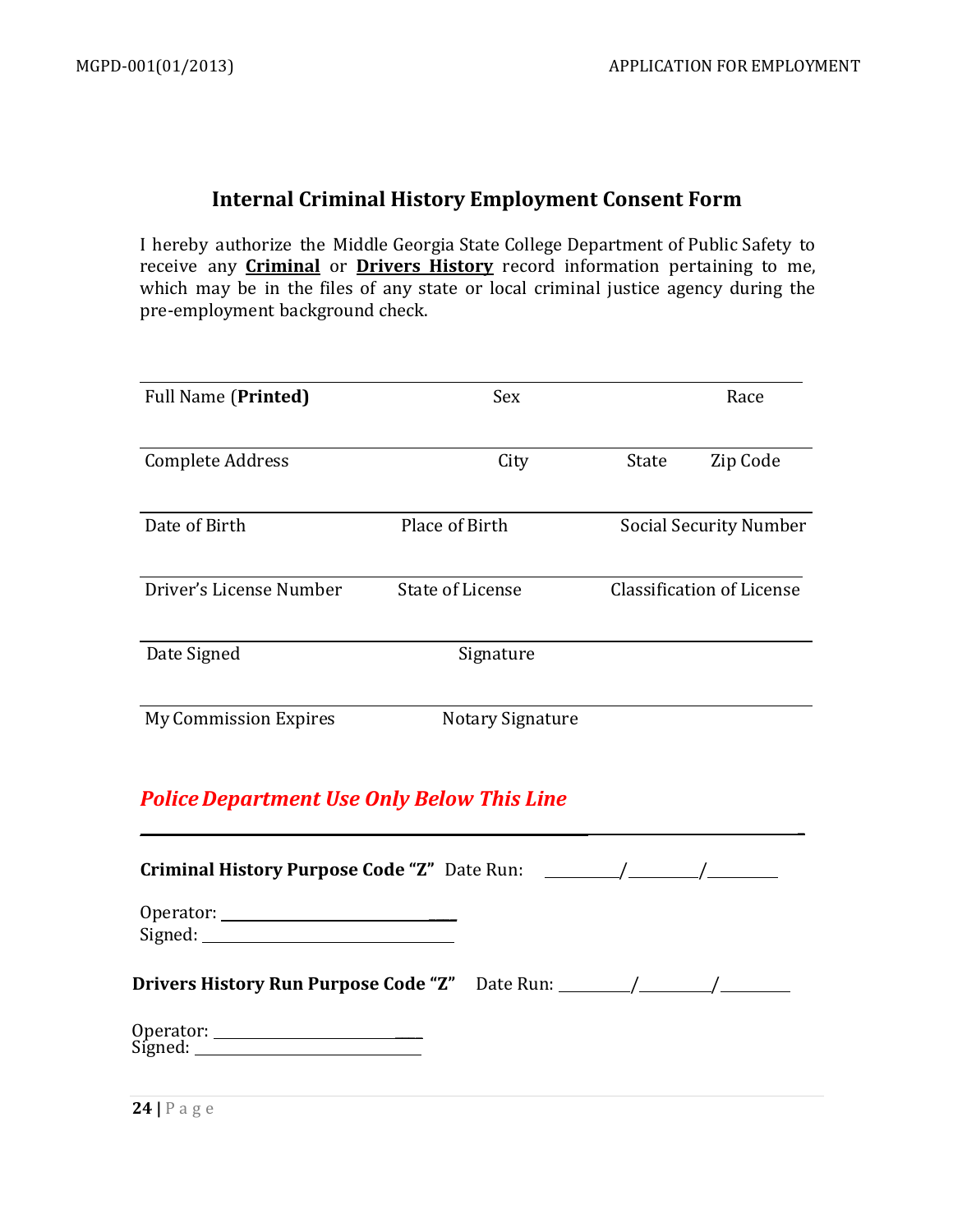## Internal Criminal History Employment Consent Form

I hereby authorize the Middle Georgia State College Department of Public Safety to receive any **Criminal** or **Drivers History** record information pertaining to me, which may be in the files of any state or local criminal justice agency during the pre-employment background check.

| | | | |
|---|---|---|---|
| Full Name (**Printed**) | Sex | | Race |
| Complete Address | City | State | Zip Code |
| Date of Birth | Place of Birth | Social Security Number | |
| Driver's License Number | State of License | Classification of License | |
| Date Signed | Signature | | |
| My Commission Expires | Notary Signature | | |

***Police Department Use Only Below This Line***

**Criminal History Purpose Code "Z"** Date Run: ________/________/________

Operator: ____________________________

Signed: ____________________________

**Drivers History Run Purpose Code "Z"** Date Run: ________/________/________

Operator: ____________________________

Signed: ____________________________